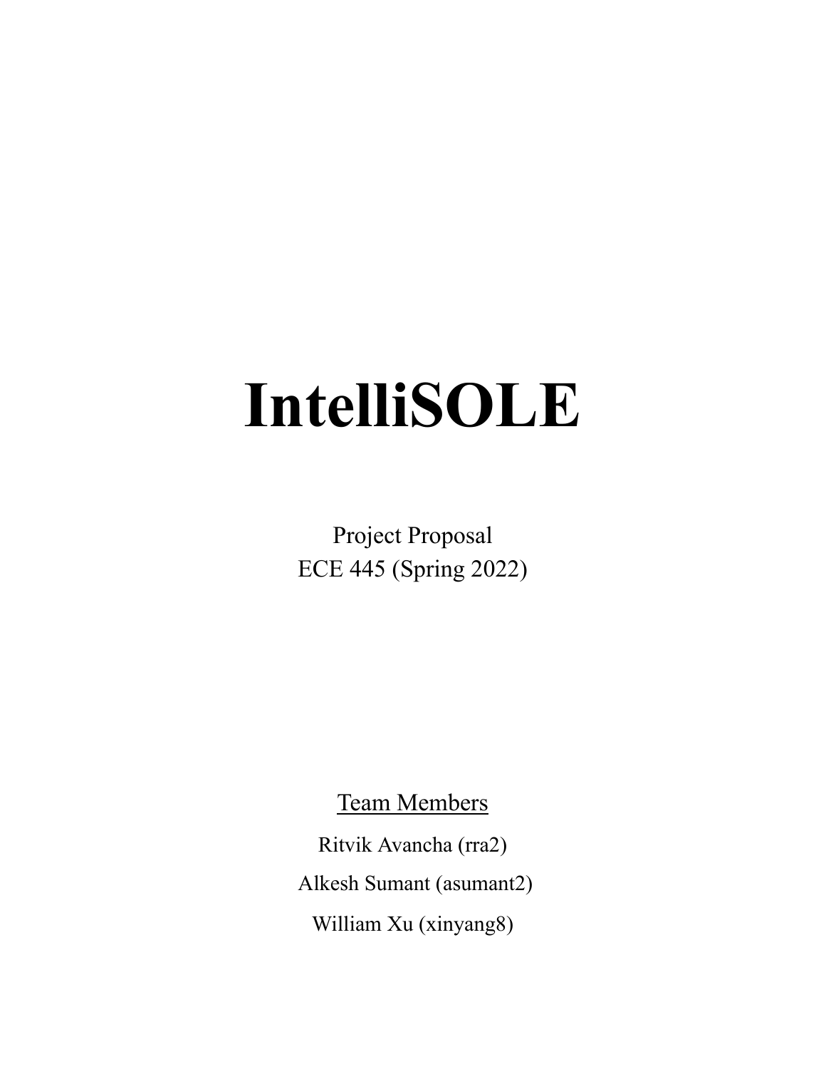# IntelliSOLE

Project Proposal
ECE 445 (Spring 2022)

Team Members

Ritvik Avancha (rra2)

Alkesh Sumant (asumant2)

William Xu (xinyang8)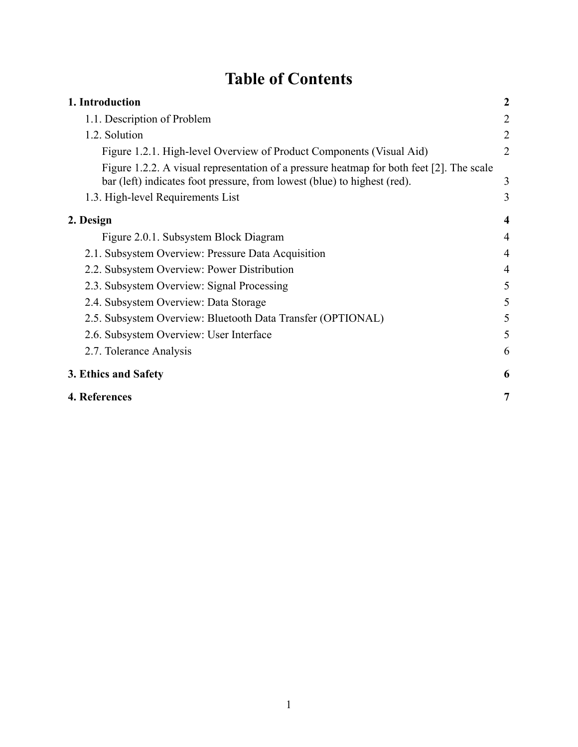# Table of Contents

**1. Introduction** — **2**

- 1.1. Description of Problem — 2
- 1.2. Solution — 2
  - Figure 1.2.1. High-level Overview of Product Components (Visual Aid) — 2
  - Figure 1.2.2. A visual representation of a pressure heatmap for both feet [2]. The scale bar (left) indicates foot pressure, from lowest (blue) to highest (red). — 3
- 1.3. High-level Requirements List — 3

**2. Design** — **4**

- Figure 2.0.1. Subsystem Block Diagram — 4
- 2.1. Subsystem Overview: Pressure Data Acquisition — 4
- 2.2. Subsystem Overview: Power Distribution — 4
- 2.3. Subsystem Overview: Signal Processing — 5
- 2.4. Subsystem Overview: Data Storage — 5
- 2.5. Subsystem Overview: Bluetooth Data Transfer (OPTIONAL) — 5
- 2.6. Subsystem Overview: User Interface — 5
- 2.7. Tolerance Analysis — 6

**3. Ethics and Safety** — **6**

**4. References** — **7**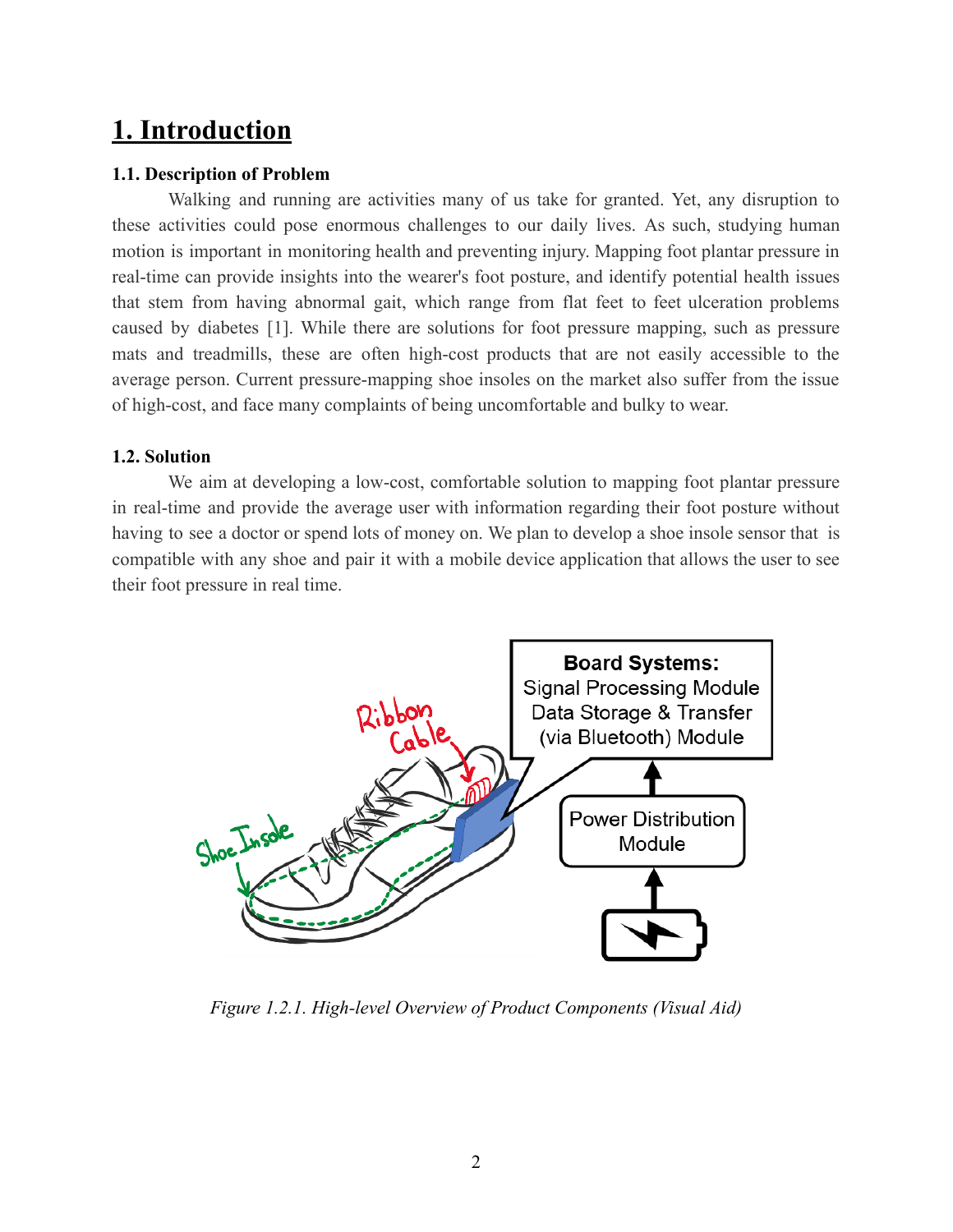# 1. Introduction

## 1.1. Description of Problem

Walking and running are activities many of us take for granted. Yet, any disruption to these activities could pose enormous challenges to our daily lives. As such, studying human motion is important in monitoring health and preventing injury. Mapping foot plantar pressure in real-time can provide insights into the wearer's foot posture, and identify potential health issues that stem from having abnormal gait, which range from flat feet to feet ulceration problems caused by diabetes [1]. While there are solutions for foot pressure mapping, such as pressure mats and treadmills, these are often high-cost products that are not easily accessible to the average person. Current pressure-mapping shoe insoles on the market also suffer from the issue of high-cost, and face many complaints of being uncomfortable and bulky to wear.

## 1.2. Solution

We aim at developing a low-cost, comfortable solution to mapping foot plantar pressure in real-time and provide the average user with information regarding their foot posture without having to see a doctor or spend lots of money on. We plan to develop a shoe insole sensor that is compatible with any shoe and pair it with a mobile device application that allows the user to see their foot pressure in real time.

*Figure 1.2.1. High-level Overview of Product Components (Visual Aid)*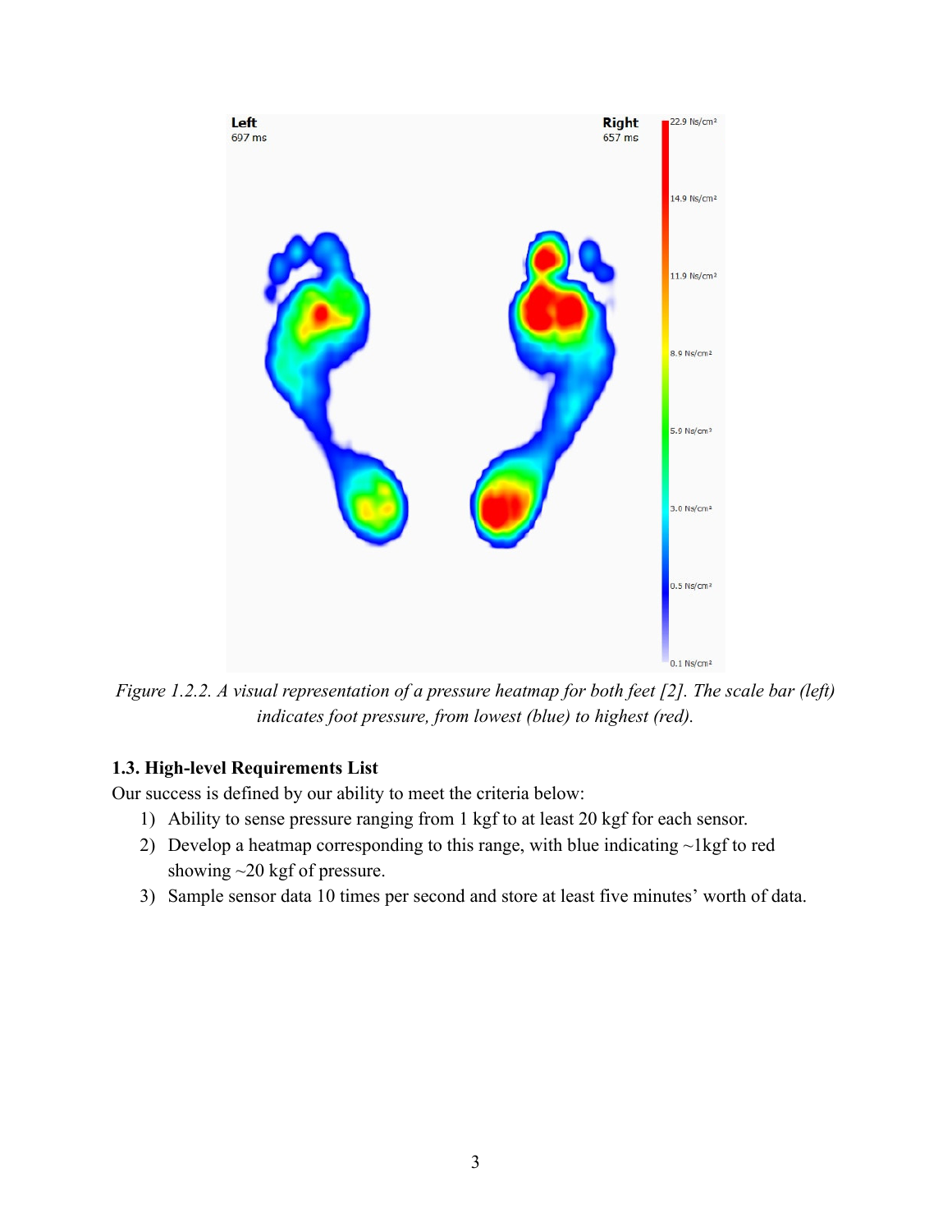*Figure 1.2.2. A visual representation of a pressure heatmap for both feet [2]. The scale bar (left) indicates foot pressure, from lowest (blue) to highest (red).*

### 1.3. High-level Requirements List

Our success is defined by our ability to meet the criteria below:

1) Ability to sense pressure ranging from 1 kgf to at least 20 kgf for each sensor.
2) Develop a heatmap corresponding to this range, with blue indicating ~1kgf to red showing ~20 kgf of pressure.
3) Sample sensor data 10 times per second and store at least five minutes' worth of data.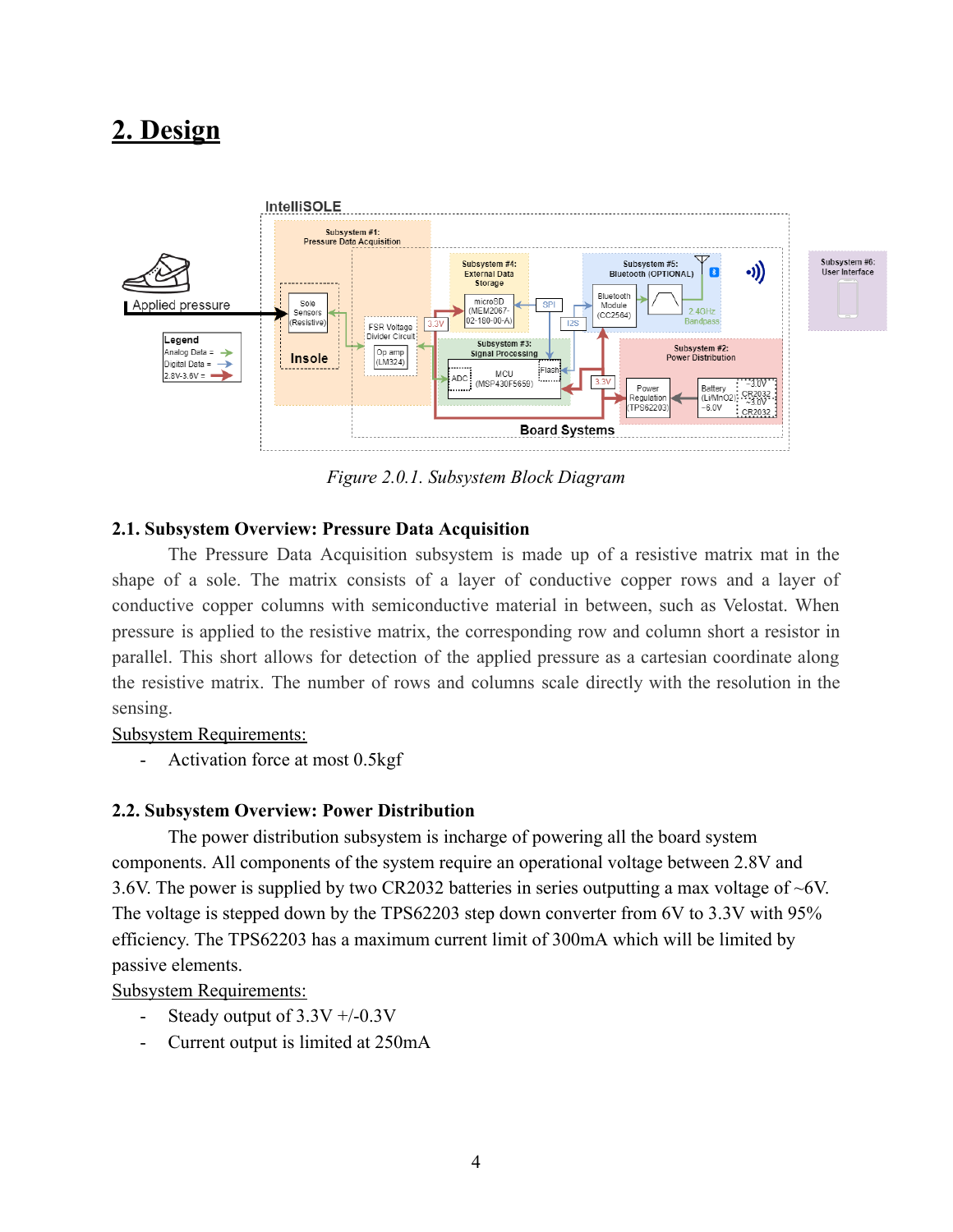# 2. Design

*Figure 2.0.1. Subsystem Block Diagram*

### 2.1. Subsystem Overview: Pressure Data Acquisition

The Pressure Data Acquisition subsystem is made up of a resistive matrix mat in the shape of a sole. The matrix consists of a layer of conductive copper rows and a layer of conductive copper columns with semiconductive material in between, such as Velostat. When pressure is applied to the resistive matrix, the corresponding row and column short a resistor in parallel. This short allows for detection of the applied pressure as a cartesian coordinate along the resistive matrix. The number of rows and columns scale directly with the resolution in the sensing.

Subsystem Requirements:

- Activation force at most 0.5kgf

### 2.2. Subsystem Overview: Power Distribution

The power distribution subsystem is incharge of powering all the board system components. All components of the system require an operational voltage between 2.8V and 3.6V. The power is supplied by two CR2032 batteries in series outputting a max voltage of ~6V. The voltage is stepped down by the TPS62203 step down converter from 6V to 3.3V with 95% efficiency. The TPS62203 has a maximum current limit of 300mA which will be limited by passive elements.

Subsystem Requirements:

- Steady output of 3.3V +/-0.3V
- Current output is limited at 250mA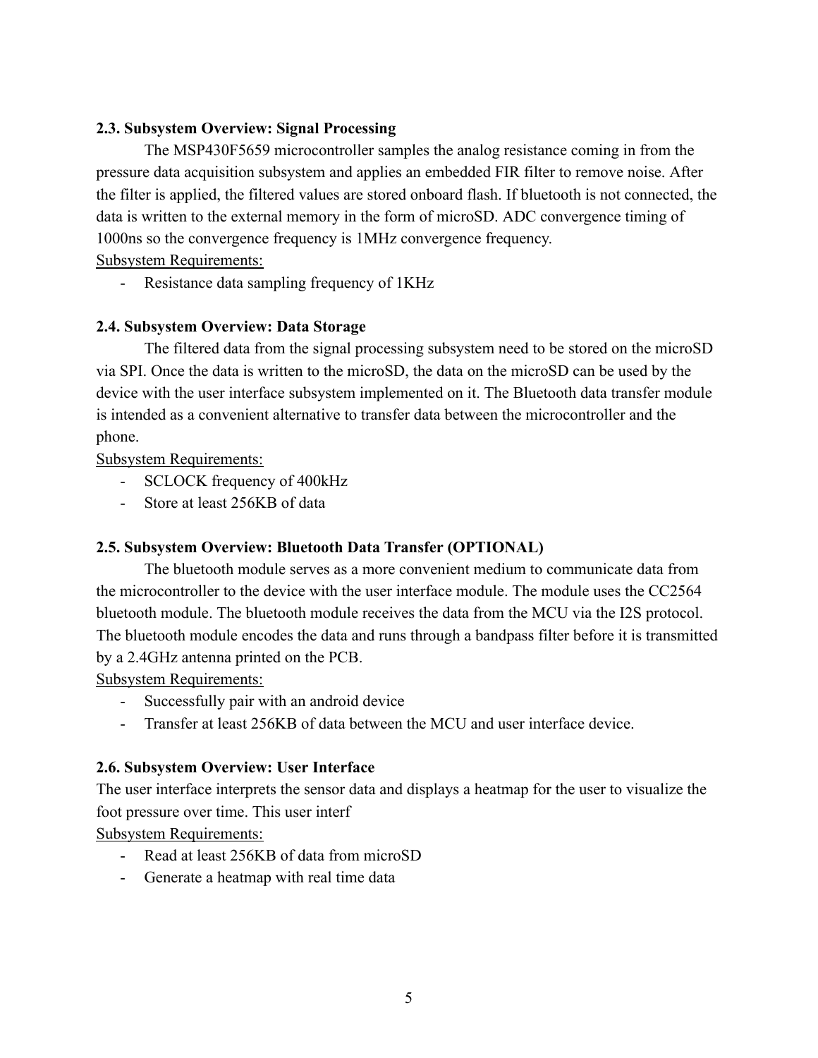### 2.3. Subsystem Overview: Signal Processing

The MSP430F5659 microcontroller samples the analog resistance coming in from the pressure data acquisition subsystem and applies an embedded FIR filter to remove noise. After the filter is applied, the filtered values are stored onboard flash. If bluetooth is not connected, the data is written to the external memory in the form of microSD. ADC convergence timing of 1000ns so the convergence frequency is 1MHz convergence frequency.

<u>Subsystem Requirements:</u>

- Resistance data sampling frequency of 1KHz

### 2.4. Subsystem Overview: Data Storage

The filtered data from the signal processing subsystem need to be stored on the microSD via SPI. Once the data is written to the microSD, the data on the microSD can be used by the device with the user interface subsystem implemented on it. The Bluetooth data transfer module is intended as a convenient alternative to transfer data between the microcontroller and the phone.

<u>Subsystem Requirements:</u>

- SCLOCK frequency of 400kHz
- Store at least 256KB of data

### 2.5. Subsystem Overview: Bluetooth Data Transfer (OPTIONAL)

The bluetooth module serves as a more convenient medium to communicate data from the microcontroller to the device with the user interface module. The module uses the CC2564 bluetooth module. The bluetooth module receives the data from the MCU via the I2S protocol. The bluetooth module encodes the data and runs through a bandpass filter before it is transmitted by a 2.4GHz antenna printed on the PCB.

<u>Subsystem Requirements:</u>

- Successfully pair with an android device
- Transfer at least 256KB of data between the MCU and user interface device.

### 2.6. Subsystem Overview: User Interface

The user interface interprets the sensor data and displays a heatmap for the user to visualize the foot pressure over time. This user interf

<u>Subsystem Requirements:</u>

- Read at least 256KB of data from microSD
- Generate a heatmap with real time data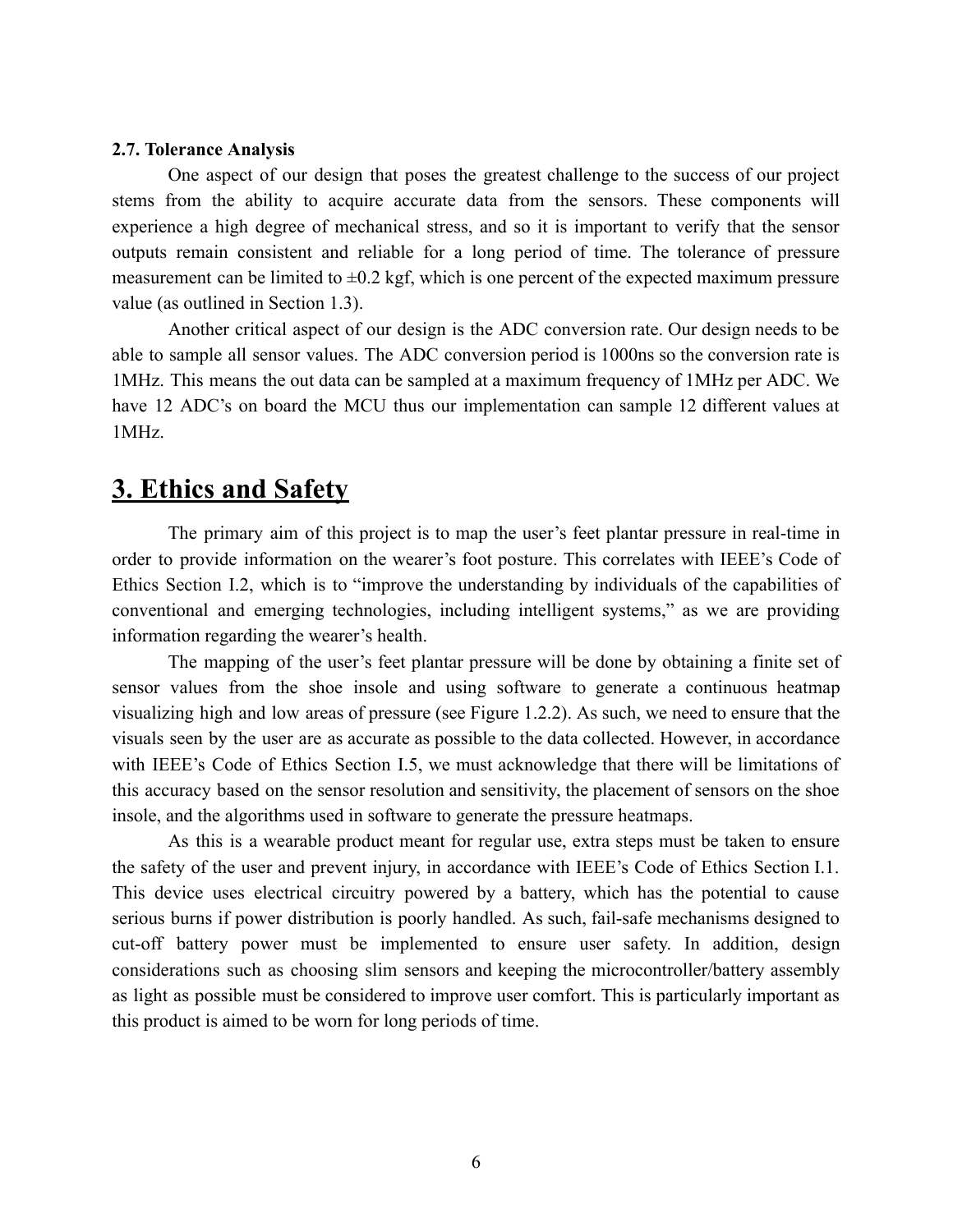### 2.7. Tolerance Analysis

One aspect of our design that poses the greatest challenge to the success of our project stems from the ability to acquire accurate data from the sensors. These components will experience a high degree of mechanical stress, and so it is important to verify that the sensor outputs remain consistent and reliable for a long period of time. The tolerance of pressure measurement can be limited to ±0.2 kgf, which is one percent of the expected maximum pressure value (as outlined in Section 1.3).

Another critical aspect of our design is the ADC conversion rate. Our design needs to be able to sample all sensor values. The ADC conversion period is 1000ns so the conversion rate is 1MHz. This means the out data can be sampled at a maximum frequency of 1MHz per ADC. We have 12 ADC's on board the MCU thus our implementation can sample 12 different values at 1MHz.

## 3. Ethics and Safety

The primary aim of this project is to map the user's feet plantar pressure in real-time in order to provide information on the wearer's foot posture. This correlates with IEEE's Code of Ethics Section I.2, which is to "improve the understanding by individuals of the capabilities of conventional and emerging technologies, including intelligent systems," as we are providing information regarding the wearer's health.

The mapping of the user's feet plantar pressure will be done by obtaining a finite set of sensor values from the shoe insole and using software to generate a continuous heatmap visualizing high and low areas of pressure (see Figure 1.2.2). As such, we need to ensure that the visuals seen by the user are as accurate as possible to the data collected. However, in accordance with IEEE's Code of Ethics Section I.5, we must acknowledge that there will be limitations of this accuracy based on the sensor resolution and sensitivity, the placement of sensors on the shoe insole, and the algorithms used in software to generate the pressure heatmaps.

As this is a wearable product meant for regular use, extra steps must be taken to ensure the safety of the user and prevent injury, in accordance with IEEE's Code of Ethics Section I.1. This device uses electrical circuitry powered by a battery, which has the potential to cause serious burns if power distribution is poorly handled. As such, fail-safe mechanisms designed to cut-off battery power must be implemented to ensure user safety. In addition, design considerations such as choosing slim sensors and keeping the microcontroller/battery assembly as light as possible must be considered to improve user comfort. This is particularly important as this product is aimed to be worn for long periods of time.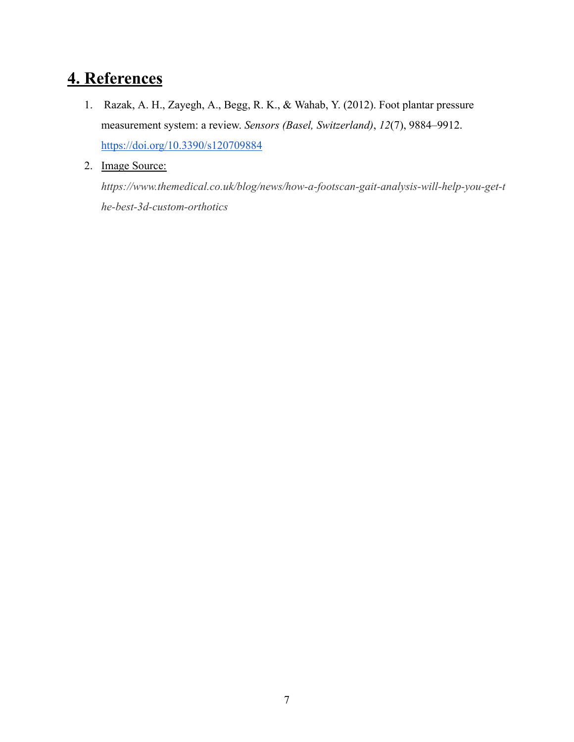# 4. References

1. Razak, A. H., Zayegh, A., Begg, R. K., & Wahab, Y. (2012). Foot plantar pressure measurement system: a review. *Sensors (Basel, Switzerland)*, *12*(7), 9884–9912. https://doi.org/10.3390/s120709884

2. Image Source:
   *https://www.themedical.co.uk/blog/news/how-a-footscan-gait-analysis-will-help-you-get-the-best-3d-custom-orthotics*